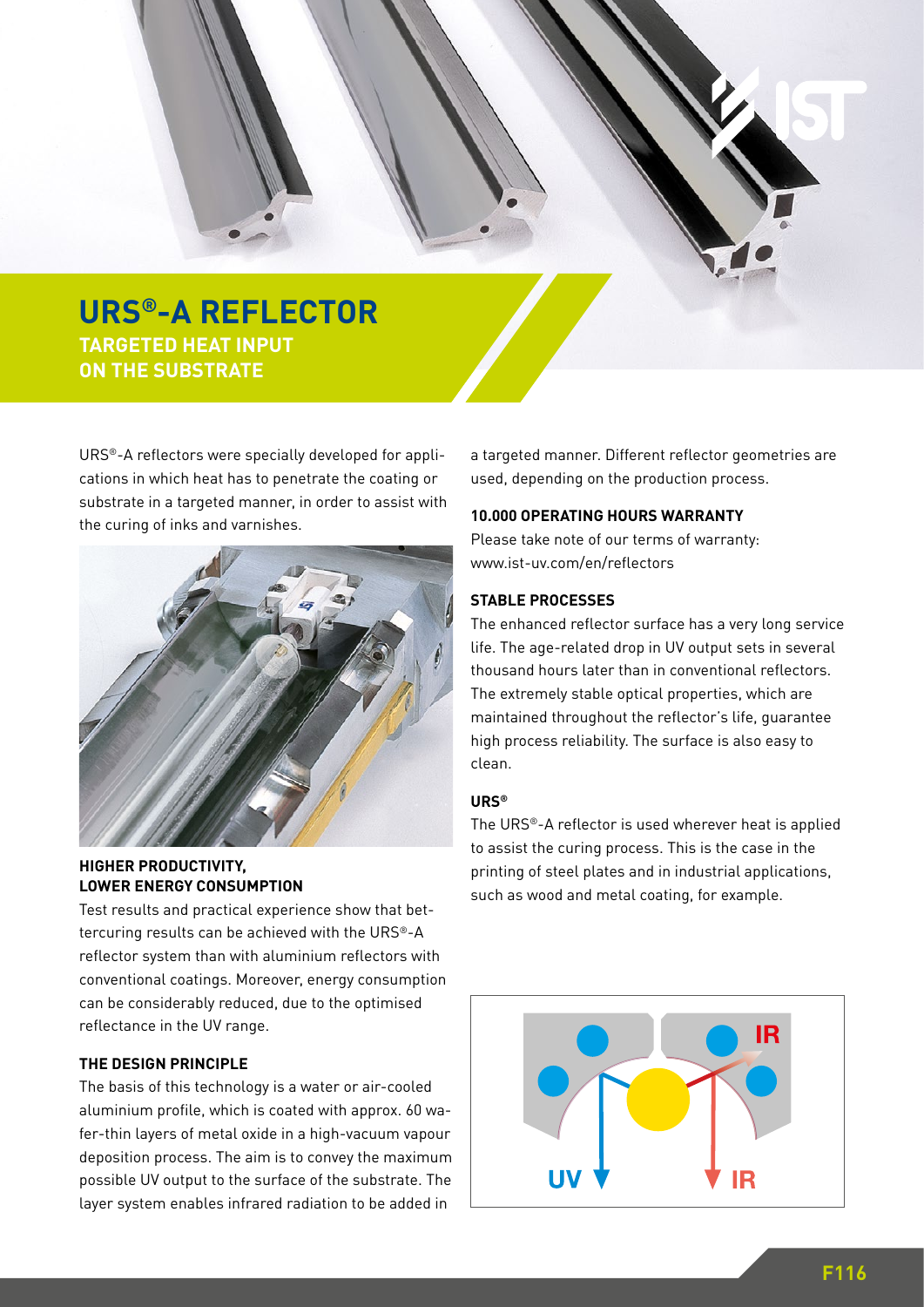# URS®-A REFLECTOR

## TARGETED HEAT INPUT ON THE SUBSTRATE

URS®-A reflectors were specially developed for applications in which heat has to penetrate the coating or substrate in a targeted manner, in order to assist with the curing of inks and varnishes.

### HIGHER PRODUCTIVITY, LOWER ENERGY CONSUMPTION

Test results and practical experience show that better curing results can be achieved with the URS®-A reflector system than with aluminium reflectors with conventional coatings. Moreover, energy consumption can be considerably reduced, due to the optimised reflectance in the UV range.

### THE DESIGN PRINCIPLE

The basis of this technology is a water or air-cooled aluminium profile, which is coated with approx. 60 wafer-thin layers of metal oxide in a high-vacuum vapour deposition process. The aim is to convey the maximum possible UV output to the surface of the substrate. The layer system enables infrared radiation to be added in a targeted manner. Different reflector geometries are used, depending on the production process.

### 10.000 OPERATING HOURS WARRANTY

Please take note of our terms of warranty: www.ist-uv.com/en/reflectors

### STABLE PROCESSES

The enhanced reflector surface has a very long service life. The age-related drop in UV output sets in several thousand hours later than in conventional reflectors. The extremely stable optical properties, which are maintained throughout the reflector's life, guarantee high process reliability. The surface is also easy to clean.

### URS®

The URS®-A reflector is used wherever heat is applied to assist the curing process. This is the case in the printing of steel plates and in industrial applications, such as wood and metal coating, for example.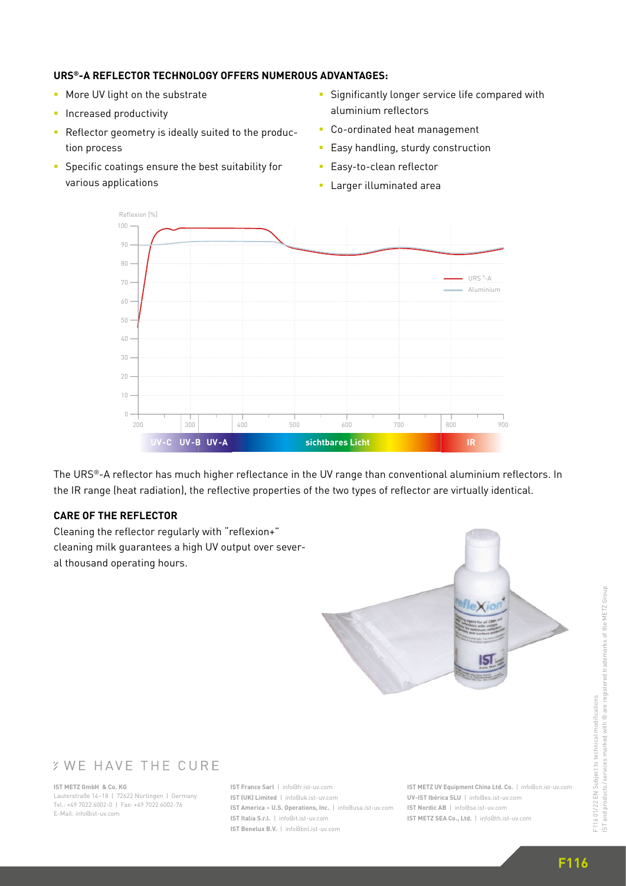## URS®-A REFLECTOR TECHNOLOGY OFFERS NUMEROUS ADVANTAGES:

- More UV light on the substrate
- Increased productivity
- Reflector geometry is ideally suited to the production process
- Specific coatings ensure the best suitability for various applications
- Significantly longer service life compared with aluminium reflectors
- Co-ordinated heat management
- Easy handling, sturdy construction
- Easy-to-clean reflector
- Larger illuminated area

Reflexion [%]

100
90
80
70
60
50
40
30
20
10
0

200 300 400 500 600 700 800 900

URS®-A
Aluminium

UV-C UV-B UV-A sichtbares Licht IR

The URS®-A reflector has much higher reflectance in the UV range than conventional aluminium reflectors. In the IR range (heat radiation), the reflective properties of the two types of reflector are virtually identical.

### CARE OF THE REFLECTOR

Cleaning the reflector regularly with "reflexion+" cleaning milk guarantees a high UV output over several thousand operating hours.

WE HAVE THE CURE

**IST METZ GmbH & Co. KG**
Lauterstraße 14–18 | 72622 Nürtingen | Germany
Tel.: +49 7022 6002-0 | Fax: +49 7022 6002-76
E-Mail: info@ist-uv.com

**IST France Sarl** | info@fr.ist-uv.com
**IST (UK) Limited** | info@uk.ist-uv.com
**IST America – U.S. Operations, Inc.** | info@usa.ist-uv.com
**IST Italia S.r.l.** | info@it.ist-uv.com
**IST Benelux B.V.** | info@bnl.ist-uv.com

**IST METZ UV Equipment China Ltd. Co.** | info@cn.ist-uv.com
**UV-IST Ibérica SLU** | info@es.ist-uv.com
**IST Nordic AB** | info@se.ist-uv.com
**IST METZ SEA Co., Ltd.** | info@th.ist-uv.com

F116 01/22 EN Subject to technical modifications
IST and products/services marked with ® are registered trademarks of the METZ Group

F116